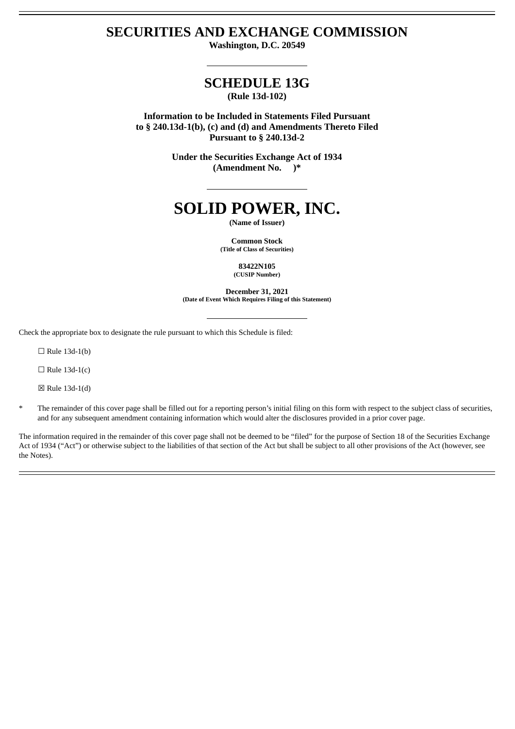# SECURITIES AND EXCHANGE COMMISSION

**Washington, D.C. 20549**

---

## SCHEDULE 13G

**(Rule 13d-102)**

**Information to be Included in Statements Filed Pursuant to § 240.13d-1(b), (c) and (d) and Amendments Thereto Filed Pursuant to § 240.13d-2**

**Under the Securities Exchange Act of 1934**
**(Amendment No. )***

---

# SOLID POWER, INC.

**(Name of Issuer)**

**Common Stock**
**(Title of Class of Securities)**

**83422N105**
**(CUSIP Number)**

**December 31, 2021**
**(Date of Event Which Requires Filing of this Statement)**

---

Check the appropriate box to designate the rule pursuant to which this Schedule is filed:

☐ Rule 13d-1(b)

☐ Rule 13d-1(c)

☒ Rule 13d-1(d)

\* The remainder of this cover page shall be filled out for a reporting person's initial filing on this form with respect to the subject class of securities, and for any subsequent amendment containing information which would alter the disclosures provided in a prior cover page.

The information required in the remainder of this cover page shall not be deemed to be "filed" for the purpose of Section 18 of the Securities Exchange Act of 1934 ("Act") or otherwise subject to the liabilities of that section of the Act but shall be subject to all other provisions of the Act (however, see the Notes).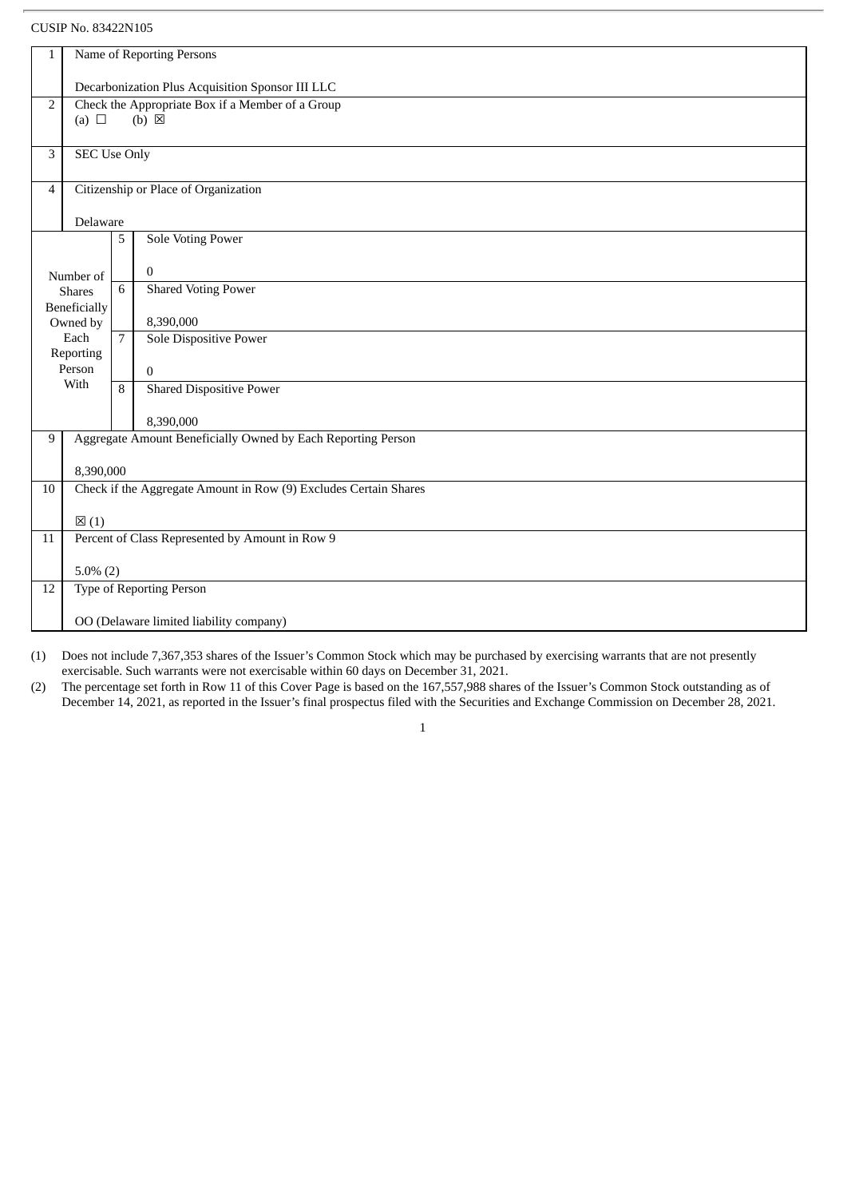CUSIP No. 83422N105

| | | | |
|---|---|---|---|
| 1 | Name of Reporting Persons<br><br>Decarbonization Plus Acquisition Sponsor III LLC | | |
| 2 | Check the Appropriate Box if a Member of a Group<br>(a) ☐ (b) ☒ | | |
| 3 | SEC Use Only | | |
| 4 | Citizenship or Place of Organization<br><br>Delaware | | |
| Number of Shares Beneficially Owned by Each Reporting Person With | 5 | Sole Voting Power<br><br>0 | |
| | 6 | Shared Voting Power<br><br>8,390,000 | |
| | 7 | Sole Dispositive Power<br><br>0 | |
| | 8 | Shared Dispositive Power<br><br>8,390,000 | |
| 9 | Aggregate Amount Beneficially Owned by Each Reporting Person<br><br>8,390,000 | | |
| 10 | Check if the Aggregate Amount in Row (9) Excludes Certain Shares<br><br>☒ (1) | | |
| 11 | Percent of Class Represented by Amount in Row 9<br><br>5.0% (2) | | |
| 12 | Type of Reporting Person<br><br>OO (Delaware limited liability company) | | |

(1) Does not include 7,367,353 shares of the Issuer's Common Stock which may be purchased by exercising warrants that are not presently exercisable. Such warrants were not exercisable within 60 days on December 31, 2021.

(2) The percentage set forth in Row 11 of this Cover Page is based on the 167,557,988 shares of the Issuer's Common Stock outstanding as of December 14, 2021, as reported in the Issuer's final prospectus filed with the Securities and Exchange Commission on December 28, 2021.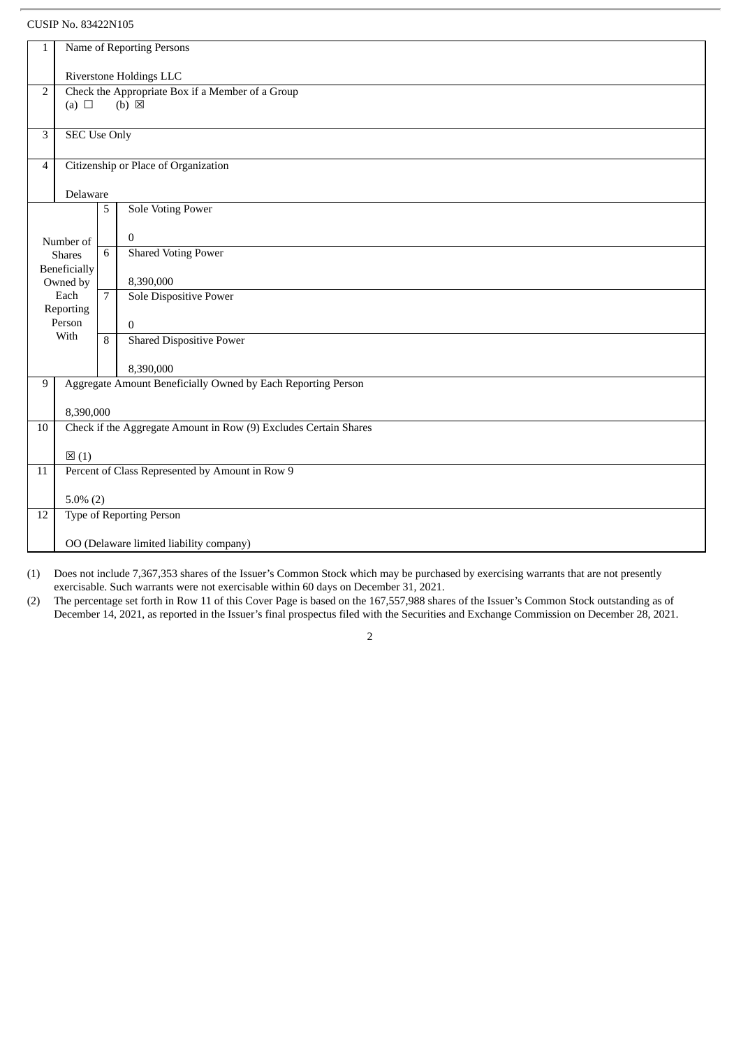CUSIP No. 83422N105

| 1 | Name of Reporting Persons<br><br>Riverstone Holdings LLC | | |
|---|---|---|---|
| 2 | Check the Appropriate Box if a Member of a Group<br>(a) ☐ (b) ☒ | | |
| 3 | SEC Use Only | | |
| 4 | Citizenship or Place of Organization<br><br>Delaware | | |
| Number of Shares Beneficially Owned by Each Reporting Person With | | 5 | Sole Voting Power<br><br>0 |
| | | 6 | Shared Voting Power<br><br>8,390,000 |
| | | 7 | Sole Dispositive Power<br><br>0 |
| | | 8 | Shared Dispositive Power<br><br>8,390,000 |
| 9 | Aggregate Amount Beneficially Owned by Each Reporting Person<br><br>8,390,000 | | |
| 10 | Check if the Aggregate Amount in Row (9) Excludes Certain Shares<br><br>☒ (1) | | |
| 11 | Percent of Class Represented by Amount in Row 9<br><br>5.0% (2) | | |
| 12 | Type of Reporting Person<br><br>OO (Delaware limited liability company) | | |

(1) Does not include 7,367,353 shares of the Issuer's Common Stock which may be purchased by exercising warrants that are not presently exercisable. Such warrants were not exercisable within 60 days on December 31, 2021.

(2) The percentage set forth in Row 11 of this Cover Page is based on the 167,557,988 shares of the Issuer's Common Stock outstanding as of December 14, 2021, as reported in the Issuer's final prospectus filed with the Securities and Exchange Commission on December 28, 2021.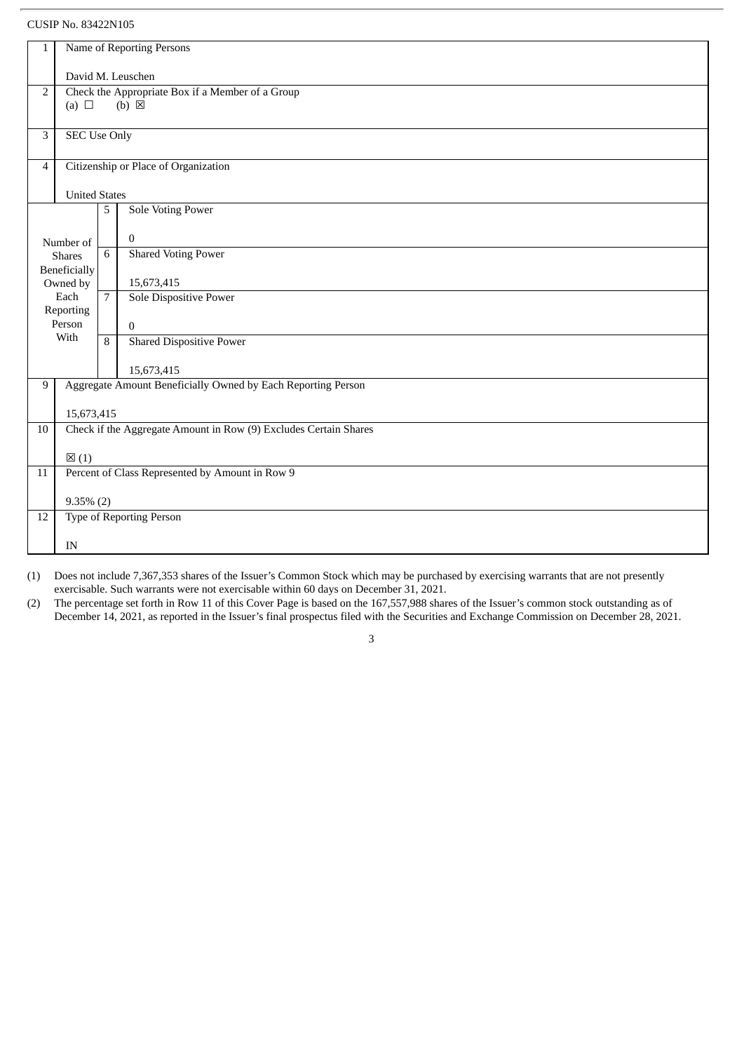CUSIP No. 83422N105

| 1 | Name of Reporting Persons<br><br>David M. Leuschen | | |
|---|---|---|---|
| 2 | Check the Appropriate Box if a Member of a Group<br>(a) ☐ (b) ☒ | | |
| 3 | SEC Use Only | | |
| 4 | Citizenship or Place of Organization<br><br>United States | | |
| Number of Shares Beneficially Owned by Each Reporting Person With | 5 | Sole Voting Power<br><br>0 | |
| | 6 | Shared Voting Power<br><br>15,673,415 | |
| | 7 | Sole Dispositive Power<br><br>0 | |
| | 8 | Shared Dispositive Power<br><br>15,673,415 | |
| 9 | Aggregate Amount Beneficially Owned by Each Reporting Person<br><br>15,673,415 | | |
| 10 | Check if the Aggregate Amount in Row (9) Excludes Certain Shares<br><br>☒ (1) | | |
| 11 | Percent of Class Represented by Amount in Row 9<br><br>9.35% (2) | | |
| 12 | Type of Reporting Person<br><br>IN | | |

(1) Does not include 7,367,353 shares of the Issuer's Common Stock which may be purchased by exercising warrants that are not presently exercisable. Such warrants were not exercisable within 60 days on December 31, 2021.

(2) The percentage set forth in Row 11 of this Cover Page is based on the 167,557,988 shares of the Issuer's common stock outstanding as of December 14, 2021, as reported in the Issuer's final prospectus filed with the Securities and Exchange Commission on December 28, 2021.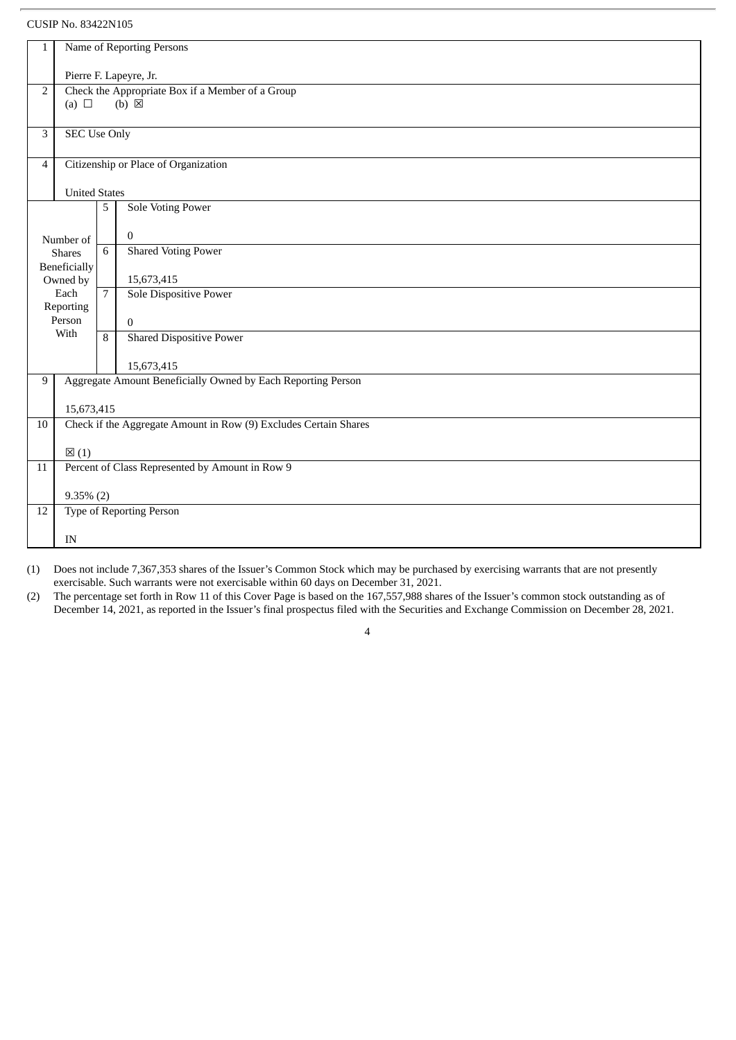CUSIP No. 83422N105

| | | | |
|---|---|---|---|
| 1 | Name of Reporting Persons<br><br>Pierre F. Lapeyre, Jr. | | |
| 2 | Check the Appropriate Box if a Member of a Group<br>(a) ☐ (b) ☒ | | |
| 3 | SEC Use Only | | |
| 4 | Citizenship or Place of Organization<br><br>United States | | |
| Number of Shares Beneficially Owned by Each Reporting Person With | | 5 | Sole Voting Power<br><br>0 |
| | | 6 | Shared Voting Power<br><br>15,673,415 |
| | | 7 | Sole Dispositive Power<br><br>0 |
| | | 8 | Shared Dispositive Power<br><br>15,673,415 |
| 9 | Aggregate Amount Beneficially Owned by Each Reporting Person<br><br>15,673,415 | | |
| 10 | Check if the Aggregate Amount in Row (9) Excludes Certain Shares<br><br>☒ (1) | | |
| 11 | Percent of Class Represented by Amount in Row 9<br><br>9.35% (2) | | |
| 12 | Type of Reporting Person<br><br>IN | | |

(1) Does not include 7,367,353 shares of the Issuer's Common Stock which may be purchased by exercising warrants that are not presently exercisable. Such warrants were not exercisable within 60 days on December 31, 2021.

(2) The percentage set forth in Row 11 of this Cover Page is based on the 167,557,988 shares of the Issuer's common stock outstanding as of December 14, 2021, as reported in the Issuer's final prospectus filed with the Securities and Exchange Commission on December 28, 2021.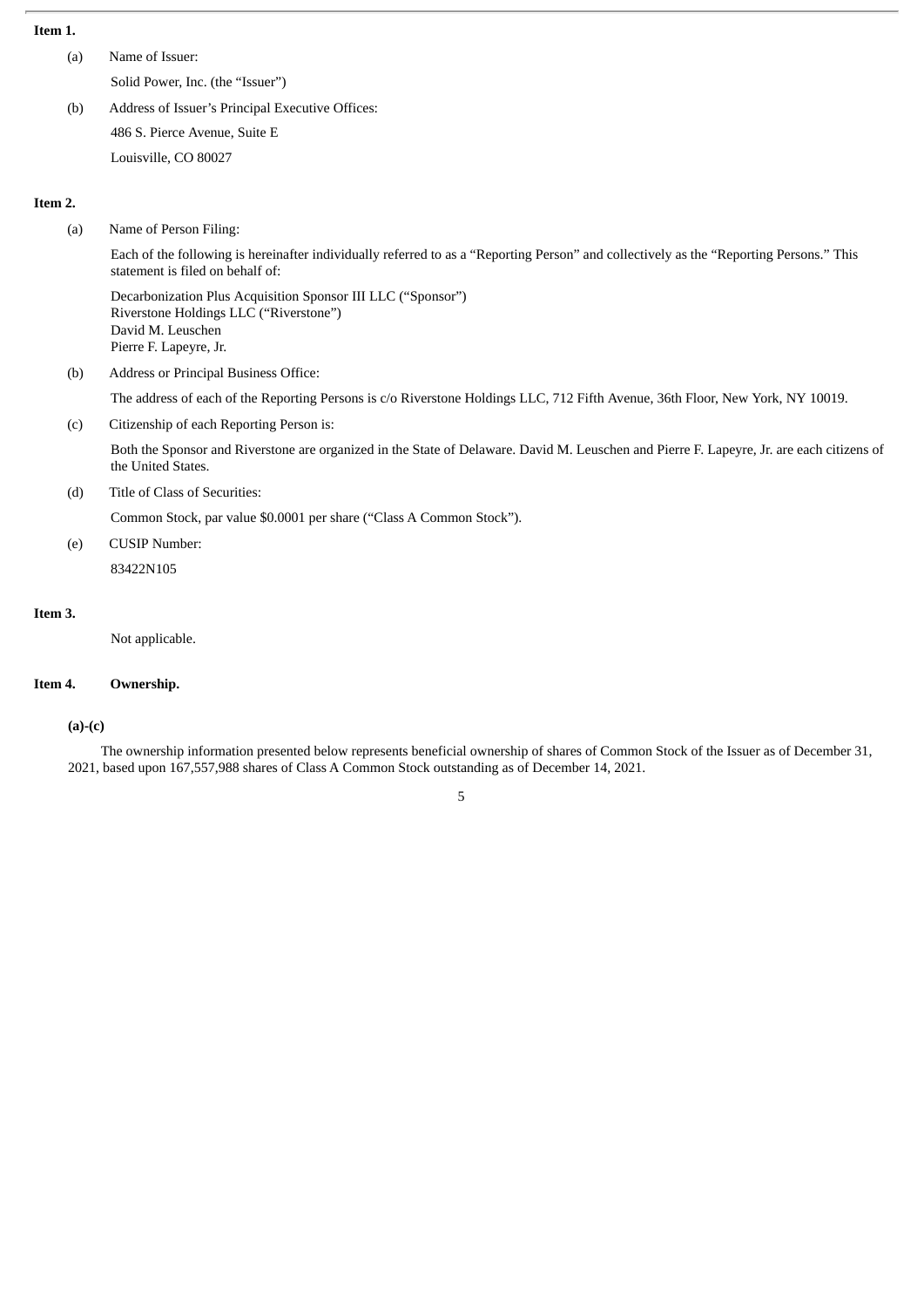**Item 1.**

(a) Name of Issuer:

Solid Power, Inc. (the "Issuer")

(b) Address of Issuer's Principal Executive Offices:

486 S. Pierce Avenue, Suite E

Louisville, CO 80027

**Item 2.**

(a) Name of Person Filing:

Each of the following is hereinafter individually referred to as a "Reporting Person" and collectively as the "Reporting Persons." This statement is filed on behalf of:

Decarbonization Plus Acquisition Sponsor III LLC ("Sponsor")
Riverstone Holdings LLC ("Riverstone")
David M. Leuschen
Pierre F. Lapeyre, Jr.

(b) Address or Principal Business Office:

The address of each of the Reporting Persons is c/o Riverstone Holdings LLC, 712 Fifth Avenue, 36th Floor, New York, NY 10019.

(c) Citizenship of each Reporting Person is:

Both the Sponsor and Riverstone are organized in the State of Delaware. David M. Leuschen and Pierre F. Lapeyre, Jr. are each citizens of the United States.

(d) Title of Class of Securities:

Common Stock, par value $0.0001 per share ("Class A Common Stock").

(e) CUSIP Number:

83422N105

**Item 3.**

Not applicable.

**Item 4. Ownership.**

**(a)-(c)**

The ownership information presented below represents beneficial ownership of shares of Common Stock of the Issuer as of December 31, 2021, based upon 167,557,988 shares of Class A Common Stock outstanding as of December 14, 2021.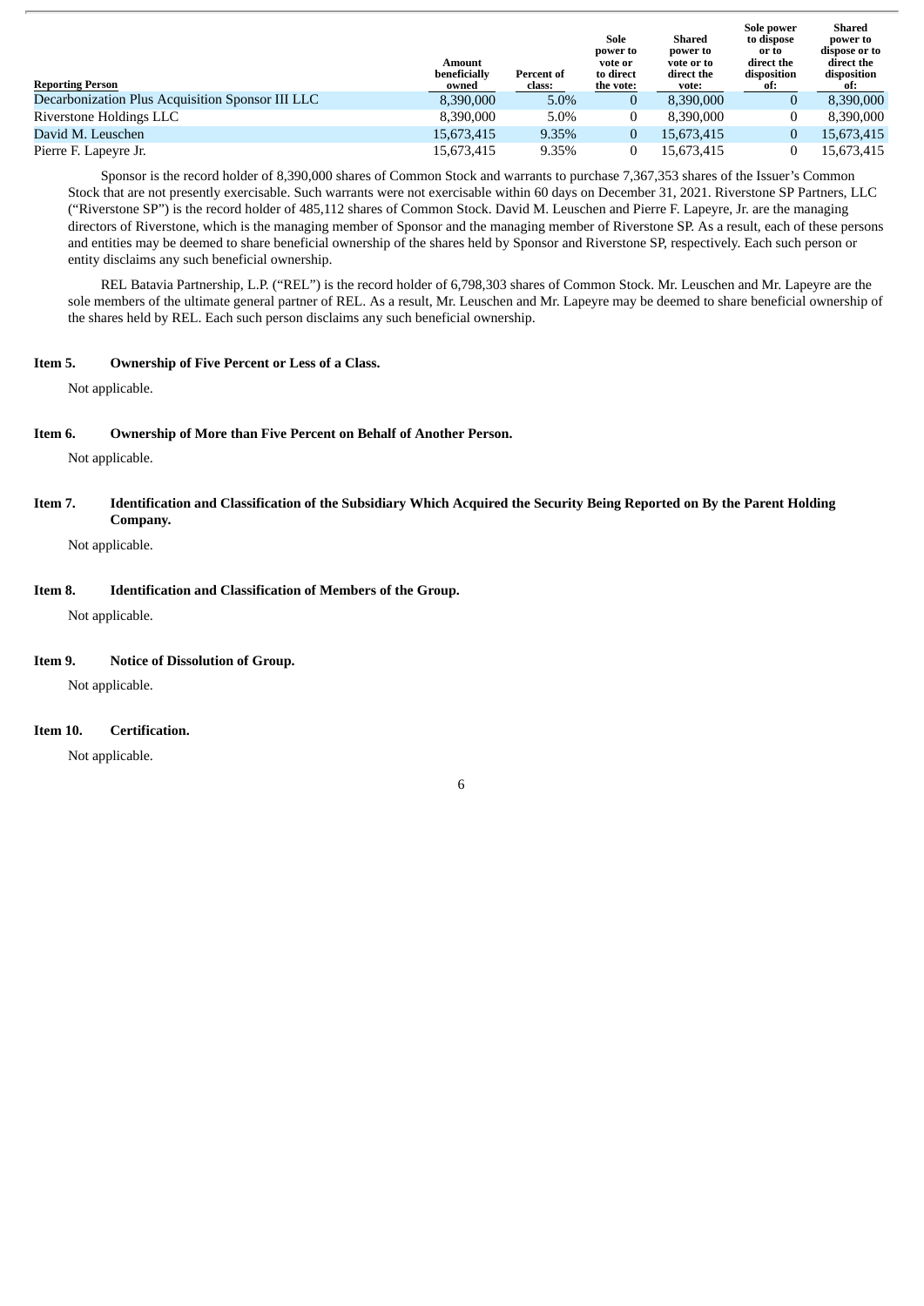| Reporting Person | Amount beneficially owned | Percent of class: | Sole power to vote or to direct the vote: | Shared power to vote or to direct the vote: | Sole power to dispose or to direct the disposition of: | Shared power to dispose or to direct the disposition of: |
|---|---|---|---|---|---|---|
| Decarbonization Plus Acquisition Sponsor III LLC | 8,390,000 | 5.0% | 0 | 8,390,000 | 0 | 8,390,000 |
| Riverstone Holdings LLC | 8,390,000 | 5.0% | 0 | 8,390,000 | 0 | 8,390,000 |
| David M. Leuschen | 15,673,415 | 9.35% | 0 | 15,673,415 | 0 | 15,673,415 |
| Pierre F. Lapeyre Jr. | 15,673,415 | 9.35% | 0 | 15,673,415 | 0 | 15,673,415 |

Sponsor is the record holder of 8,390,000 shares of Common Stock and warrants to purchase 7,367,353 shares of the Issuer's Common Stock that are not presently exercisable. Such warrants were not exercisable within 60 days on December 31, 2021. Riverstone SP Partners, LLC ("Riverstone SP") is the record holder of 485,112 shares of Common Stock. David M. Leuschen and Pierre F. Lapeyre, Jr. are the managing directors of Riverstone, which is the managing member of Sponsor and the managing member of Riverstone SP. As a result, each of these persons and entities may be deemed to share beneficial ownership of the shares held by Sponsor and Riverstone SP, respectively. Each such person or entity disclaims any such beneficial ownership.

REL Batavia Partnership, L.P. ("REL") is the record holder of 6,798,303 shares of Common Stock. Mr. Leuschen and Mr. Lapeyre are the sole members of the ultimate general partner of REL. As a result, Mr. Leuschen and Mr. Lapeyre may be deemed to share beneficial ownership of the shares held by REL. Each such person disclaims any such beneficial ownership.

**Item 5. Ownership of Five Percent or Less of a Class.**

Not applicable.

**Item 6. Ownership of More than Five Percent on Behalf of Another Person.**

Not applicable.

**Item 7. Identification and Classification of the Subsidiary Which Acquired the Security Being Reported on By the Parent Holding Company.**

Not applicable.

**Item 8. Identification and Classification of Members of the Group.**

Not applicable.

**Item 9. Notice of Dissolution of Group.**

Not applicable.

**Item 10. Certification.**

Not applicable.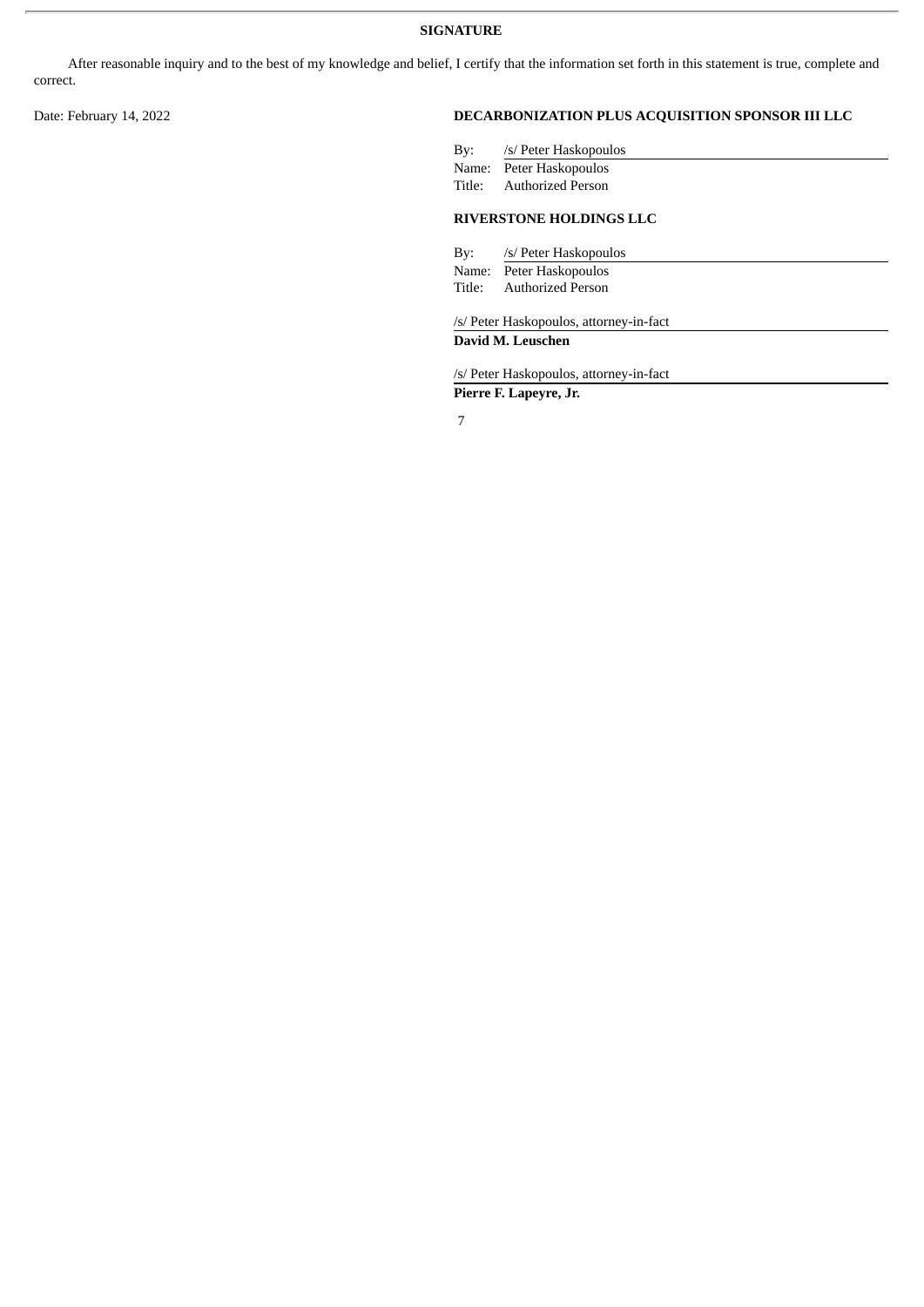**SIGNATURE**

After reasonable inquiry and to the best of my knowledge and belief, I certify that the information set forth in this statement is true, complete and correct.

Date: February 14, 2022

**DECARBONIZATION PLUS ACQUISITION SPONSOR III LLC**

By: /s/ Peter Haskopoulos
Name: Peter Haskopoulos
Title: Authorized Person

**RIVERSTONE HOLDINGS LLC**

By: /s/ Peter Haskopoulos
Name: Peter Haskopoulos
Title: Authorized Person

/s/ Peter Haskopoulos, attorney-in-fact
**David M. Leuschen**

/s/ Peter Haskopoulos, attorney-in-fact
**Pierre F. Lapeyre, Jr.**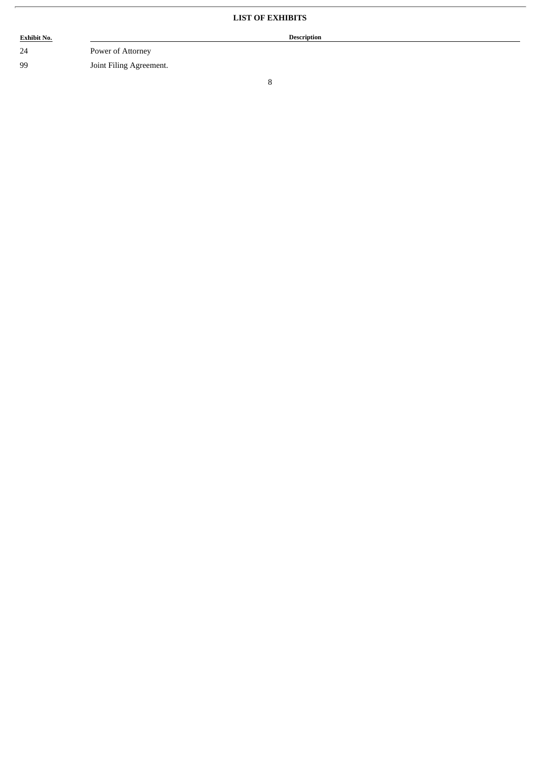## LIST OF EXHIBITS

| Exhibit No. | Description |
| --- | --- |
| 24 | Power of Attorney |
| 99 | Joint Filing Agreement. |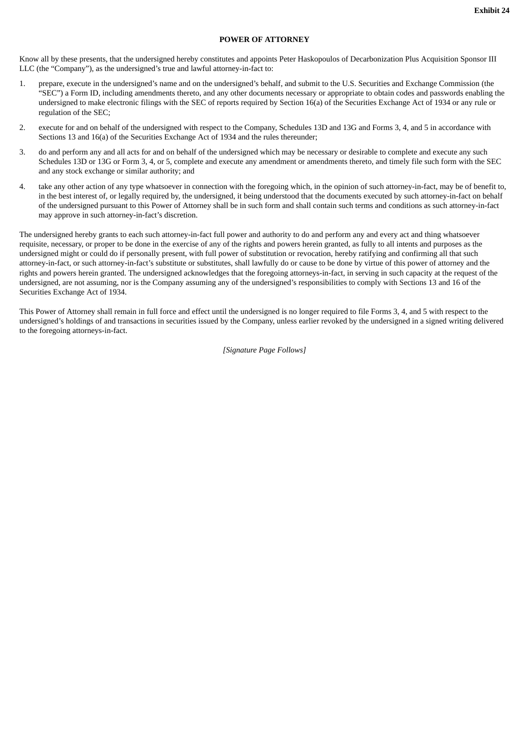**Exhibit 24**

**POWER OF ATTORNEY**

Know all by these presents, that the undersigned hereby constitutes and appoints Peter Haskopoulos of Decarbonization Plus Acquisition Sponsor III LLC (the "Company"), as the undersigned's true and lawful attorney-in-fact to:

1. prepare, execute in the undersigned's name and on the undersigned's behalf, and submit to the U.S. Securities and Exchange Commission (the "SEC") a Form ID, including amendments thereto, and any other documents necessary or appropriate to obtain codes and passwords enabling the undersigned to make electronic filings with the SEC of reports required by Section 16(a) of the Securities Exchange Act of 1934 or any rule or regulation of the SEC;

2. execute for and on behalf of the undersigned with respect to the Company, Schedules 13D and 13G and Forms 3, 4, and 5 in accordance with Sections 13 and 16(a) of the Securities Exchange Act of 1934 and the rules thereunder;

3. do and perform any and all acts for and on behalf of the undersigned which may be necessary or desirable to complete and execute any such Schedules 13D or 13G or Form 3, 4, or 5, complete and execute any amendment or amendments thereto, and timely file such form with the SEC and any stock exchange or similar authority; and

4. take any other action of any type whatsoever in connection with the foregoing which, in the opinion of such attorney-in-fact, may be of benefit to, in the best interest of, or legally required by, the undersigned, it being understood that the documents executed by such attorney-in-fact on behalf of the undersigned pursuant to this Power of Attorney shall be in such form and shall contain such terms and conditions as such attorney-in-fact may approve in such attorney-in-fact's discretion.

The undersigned hereby grants to each such attorney-in-fact full power and authority to do and perform any and every act and thing whatsoever requisite, necessary, or proper to be done in the exercise of any of the rights and powers herein granted, as fully to all intents and purposes as the undersigned might or could do if personally present, with full power of substitution or revocation, hereby ratifying and confirming all that such attorney-in-fact, or such attorney-in-fact's substitute or substitutes, shall lawfully do or cause to be done by virtue of this power of attorney and the rights and powers herein granted. The undersigned acknowledges that the foregoing attorneys-in-fact, in serving in such capacity at the request of the undersigned, are not assuming, nor is the Company assuming any of the undersigned's responsibilities to comply with Sections 13 and 16 of the Securities Exchange Act of 1934.

This Power of Attorney shall remain in full force and effect until the undersigned is no longer required to file Forms 3, 4, and 5 with respect to the undersigned's holdings of and transactions in securities issued by the Company, unless earlier revoked by the undersigned in a signed writing delivered to the foregoing attorneys-in-fact.

*[Signature Page Follows]*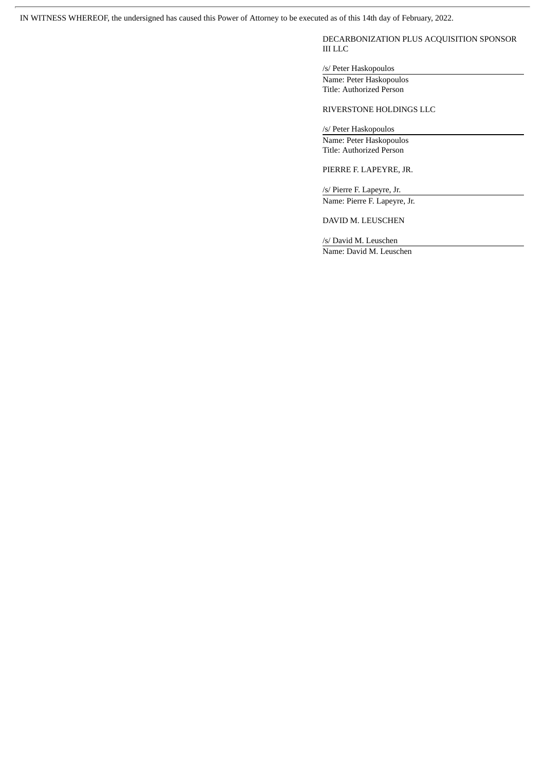IN WITNESS WHEREOF, the undersigned has caused this Power of Attorney to be executed as of this 14th day of February, 2022.

DECARBONIZATION PLUS ACQUISITION SPONSOR III LLC

/s/ Peter Haskopoulos

Name: Peter Haskopoulos
Title: Authorized Person

RIVERSTONE HOLDINGS LLC

/s/ Peter Haskopoulos

Name: Peter Haskopoulos
Title: Authorized Person

PIERRE F. LAPEYRE, JR.

/s/ Pierre F. Lapeyre, Jr.

Name: Pierre F. Lapeyre, Jr.

DAVID M. LEUSCHEN

/s/ David M. Leuschen

Name: David M. Leuschen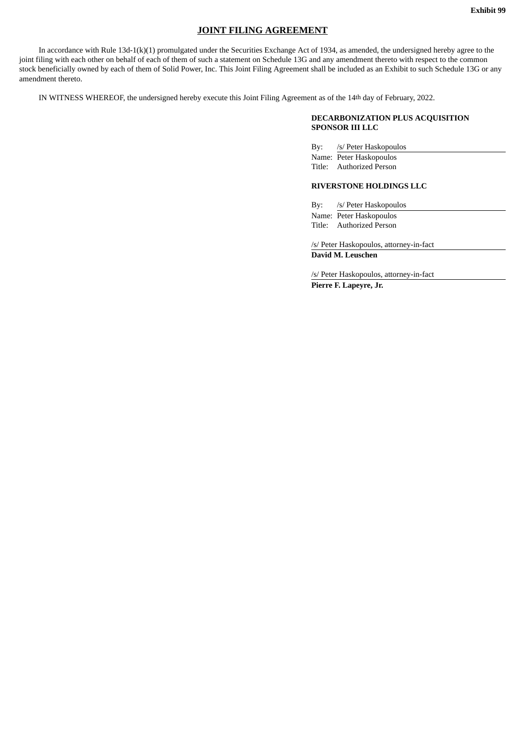**Exhibit 99**

# JOINT FILING AGREEMENT

In accordance with Rule 13d-1(k)(1) promulgated under the Securities Exchange Act of 1934, as amended, the undersigned hereby agree to the joint filing with each other on behalf of each of them of such a statement on Schedule 13G and any amendment thereto with respect to the common stock beneficially owned by each of them of Solid Power, Inc. This Joint Filing Agreement shall be included as an Exhibit to such Schedule 13G or any amendment thereto.

IN WITNESS WHEREOF, the undersigned hereby execute this Joint Filing Agreement as of the 14th day of February, 2022.

**DECARBONIZATION PLUS ACQUISITION SPONSOR III LLC**

By: /s/ Peter Haskopoulos
Name: Peter Haskopoulos
Title: Authorized Person

**RIVERSTONE HOLDINGS LLC**

By: /s/ Peter Haskopoulos
Name: Peter Haskopoulos
Title: Authorized Person

/s/ Peter Haskopoulos, attorney-in-fact
**David M. Leuschen**

/s/ Peter Haskopoulos, attorney-in-fact
**Pierre F. Lapeyre, Jr.**